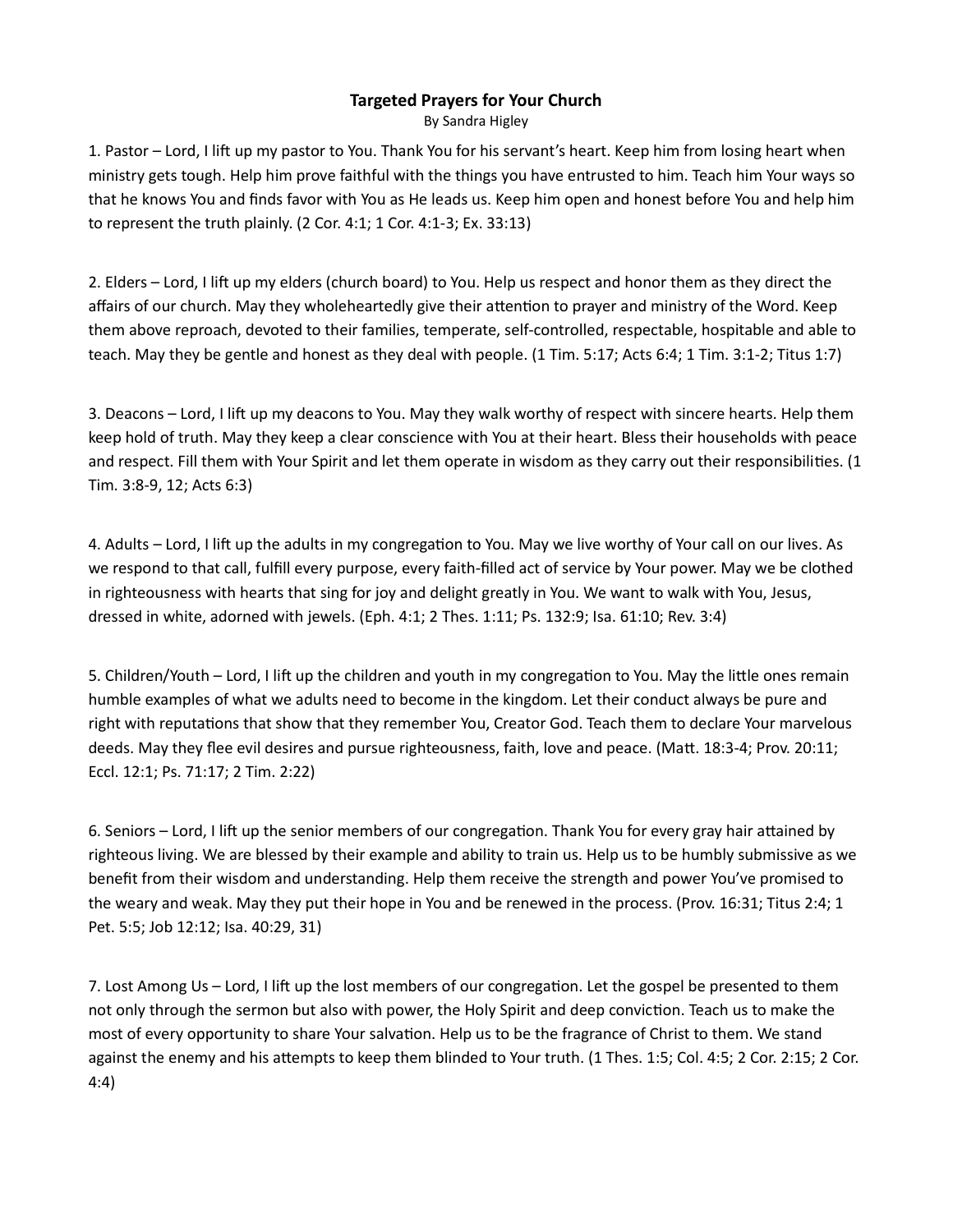# Targeted Prayers for Your Church

By Sandra Higley

1. Pastor – Lord, I lift up my pastor to You. Thank You for his servant's heart. Keep him from losing heart when ministry gets tough. Help him prove faithful with the things you have entrusted to him. Teach him Your ways so that he knows You and finds favor with You as He leads us. Keep him open and honest before You and help him to represent the truth plainly. (2 Cor. 4:1; 1 Cor. 4:1-3; Ex. 33:13)

2. Elders – Lord, I lift up my elders (church board) to You. Help us respect and honor them as they direct the affairs of our church. May they wholeheartedly give their attention to prayer and ministry of the Word. Keep them above reproach, devoted to their families, temperate, self-controlled, respectable, hospitable and able to teach. May they be gentle and honest as they deal with people. (1 Tim. 5:17; Acts 6:4; 1 Tim. 3:1-2; Titus 1:7)

3. Deacons – Lord, I lift up my deacons to You. May they walk worthy of respect with sincere hearts. Help them keep hold of truth. May they keep a clear conscience with You at their heart. Bless their households with peace and respect. Fill them with Your Spirit and let them operate in wisdom as they carry out their responsibilities. (1 Tim. 3:8-9, 12; Acts 6:3)

4. Adults – Lord, I lift up the adults in my congregation to You. May we live worthy of Your call on our lives. As we respond to that call, fulfill every purpose, every faith-filled act of service by Your power. May we be clothed in righteousness with hearts that sing for joy and delight greatly in You. We want to walk with You, Jesus, dressed in white, adorned with jewels. (Eph. 4:1; 2 Thes. 1:11; Ps. 132:9; Isa. 61:10; Rev. 3:4)

5. Children/Youth – Lord, I lift up the children and youth in my congregation to You. May the little ones remain humble examples of what we adults need to become in the kingdom. Let their conduct always be pure and right with reputations that show that they remember You, Creator God. Teach them to declare Your marvelous deeds. May they flee evil desires and pursue righteousness, faith, love and peace. (Matt. 18:3-4; Prov. 20:11; Eccl. 12:1; Ps. 71:17; 2 Tim. 2:22)

6. Seniors – Lord, I lift up the senior members of our congregation. Thank You for every gray hair attained by righteous living. We are blessed by their example and ability to train us. Help us to be humbly submissive as we benefit from their wisdom and understanding. Help them receive the strength and power You've promised to the weary and weak. May they put their hope in You and be renewed in the process. (Prov. 16:31; Titus 2:4; 1 Pet. 5:5; Job 12:12; Isa. 40:29, 31)

7. Lost Among Us – Lord, I lift up the lost members of our congregation. Let the gospel be presented to them not only through the sermon but also with power, the Holy Spirit and deep conviction. Teach us to make the most of every opportunity to share Your salvation. Help us to be the fragrance of Christ to them. We stand against the enemy and his attempts to keep them blinded to Your truth. (1 Thes. 1:5; Col. 4:5; 2 Cor. 2:15; 2 Cor. 4:4)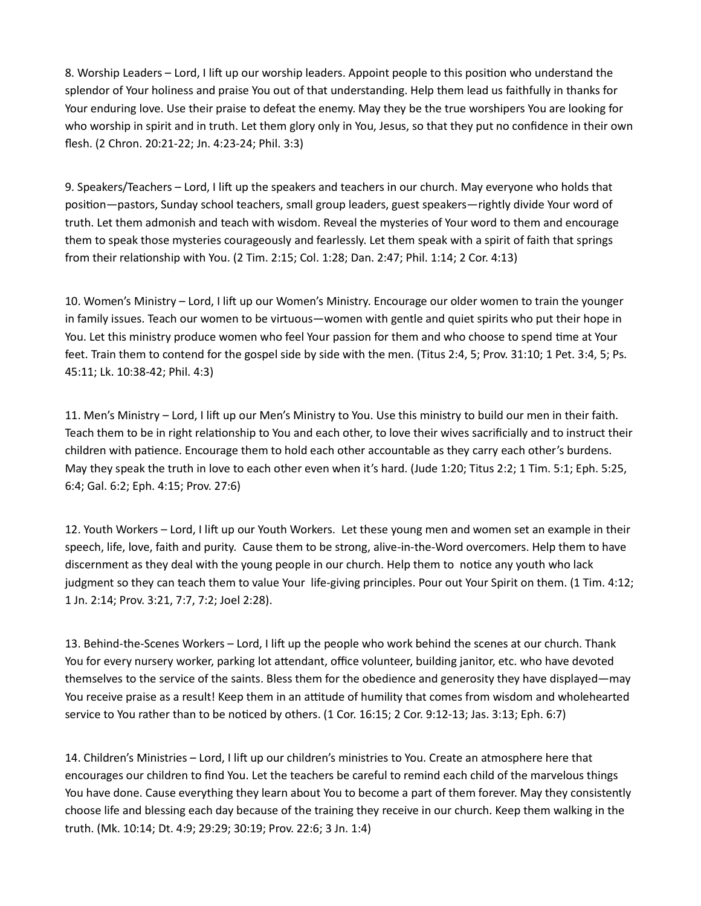8. Worship Leaders – Lord, I lift up our worship leaders. Appoint people to this position who understand the splendor of Your holiness and praise You out of that understanding. Help them lead us faithfully in thanks for Your enduring love. Use their praise to defeat the enemy. May they be the true worshipers You are looking for who worship in spirit and in truth. Let them glory only in You, Jesus, so that they put no confidence in their own flesh. (2 Chron. 20:21-22; Jn. 4:23-24; Phil. 3:3)

9. Speakers/Teachers – Lord, I lift up the speakers and teachers in our church. May everyone who holds that position—pastors, Sunday school teachers, small group leaders, guest speakers—rightly divide Your word of truth. Let them admonish and teach with wisdom. Reveal the mysteries of Your word to them and encourage them to speak those mysteries courageously and fearlessly. Let them speak with a spirit of faith that springs from their relationship with You. (2 Tim. 2:15; Col. 1:28; Dan. 2:47; Phil. 1:14; 2 Cor. 4:13)

10. Women's Ministry – Lord, I lift up our Women's Ministry. Encourage our older women to train the younger in family issues. Teach our women to be virtuous—women with gentle and quiet spirits who put their hope in You. Let this ministry produce women who feel Your passion for them and who choose to spend time at Your feet. Train them to contend for the gospel side by side with the men. (Titus 2:4, 5; Prov. 31:10; 1 Pet. 3:4, 5; Ps. 45:11; Lk. 10:38-42; Phil. 4:3)

11. Men's Ministry – Lord, I lift up our Men's Ministry to You. Use this ministry to build our men in their faith. Teach them to be in right relationship to You and each other, to love their wives sacrificially and to instruct their children with patience. Encourage them to hold each other accountable as they carry each other's burdens. May they speak the truth in love to each other even when it's hard. (Jude 1:20; Titus 2:2; 1 Tim. 5:1; Eph. 5:25, 6:4; Gal. 6:2; Eph. 4:15; Prov. 27:6)

12. Youth Workers – Lord, I lift up our Youth Workers. Let these young men and women set an example in their speech, life, love, faith and purity. Cause them to be strong, alive-in-the-Word overcomers. Help them to have discernment as they deal with the young people in our church. Help them to notice any youth who lack judgment so they can teach them to value Your life-giving principles. Pour out Your Spirit on them. (1 Tim. 4:12; 1 Jn. 2:14; Prov. 3:21, 7:7, 7:2; Joel 2:28).

13. Behind-the-Scenes Workers – Lord, I lift up the people who work behind the scenes at our church. Thank You for every nursery worker, parking lot attendant, office volunteer, building janitor, etc. who have devoted themselves to the service of the saints. Bless them for the obedience and generosity they have displayed—may You receive praise as a result! Keep them in an attitude of humility that comes from wisdom and wholehearted service to You rather than to be noticed by others. (1 Cor. 16:15; 2 Cor. 9:12-13; Jas. 3:13; Eph. 6:7)

14. Children's Ministries – Lord, I lift up our children's ministries to You. Create an atmosphere here that encourages our children to find You. Let the teachers be careful to remind each child of the marvelous things You have done. Cause everything they learn about You to become a part of them forever. May they consistently choose life and blessing each day because of the training they receive in our church. Keep them walking in the truth. (Mk. 10:14; Dt. 4:9; 29:29; 30:19; Prov. 22:6; 3 Jn. 1:4)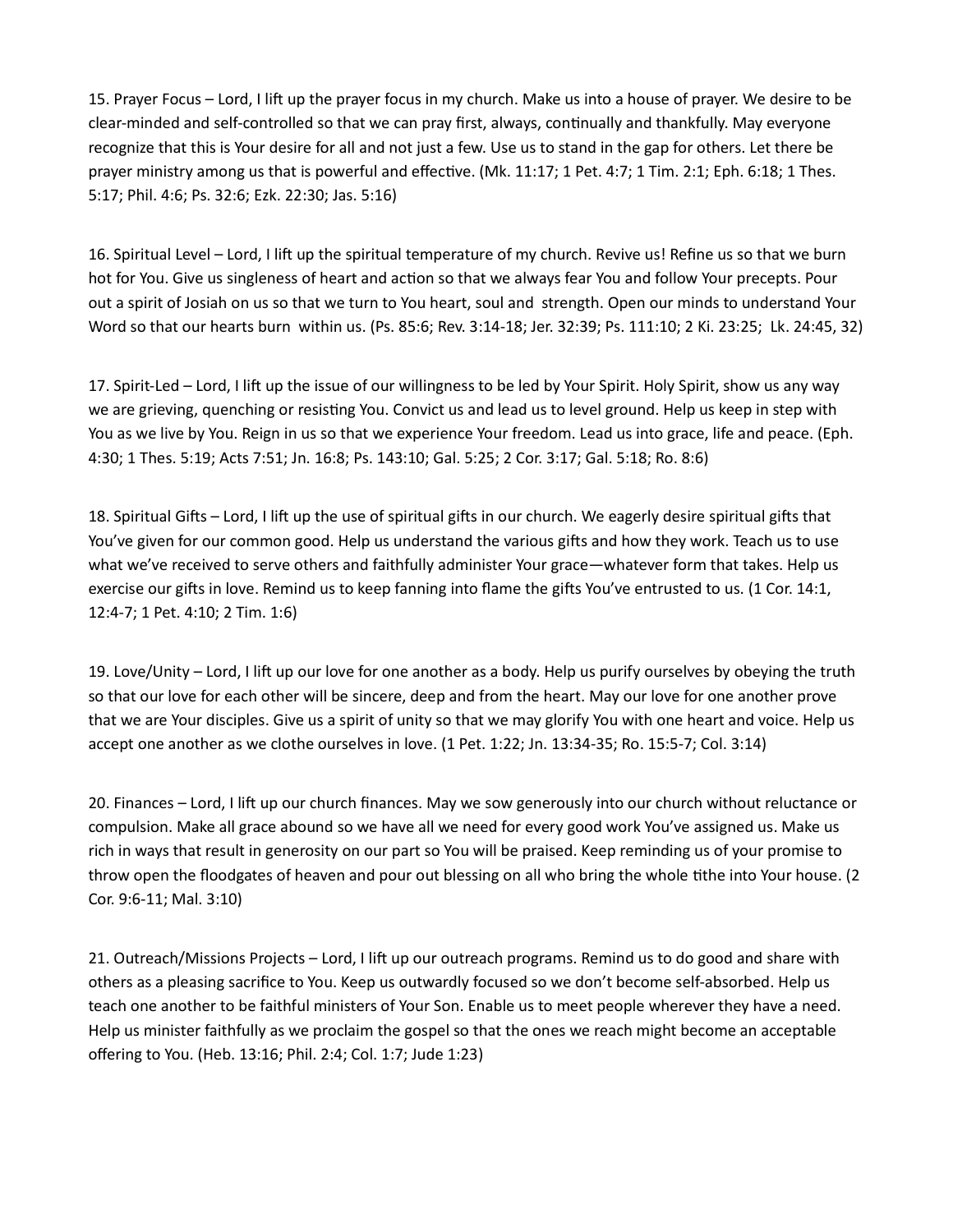15. Prayer Focus – Lord, I lift up the prayer focus in my church. Make us into a house of prayer. We desire to be clear-minded and self-controlled so that we can pray first, always, continually and thankfully. May everyone recognize that this is Your desire for all and not just a few. Use us to stand in the gap for others. Let there be prayer ministry among us that is powerful and effective. (Mk. 11:17; 1 Pet. 4:7; 1 Tim. 2:1; Eph. 6:18; 1 Thes. 5:17; Phil. 4:6; Ps. 32:6; Ezk. 22:30; Jas. 5:16)

16. Spiritual Level – Lord, I lift up the spiritual temperature of my church. Revive us! Refine us so that we burn hot for You. Give us singleness of heart and action so that we always fear You and follow Your precepts. Pour out a spirit of Josiah on us so that we turn to You heart, soul and strength. Open our minds to understand Your Word so that our hearts burn within us. (Ps. 85:6; Rev. 3:14-18; Jer. 32:39; Ps. 111:10; 2 Ki. 23:25; Lk. 24:45, 32)

17. Spirit-Led – Lord, I lift up the issue of our willingness to be led by Your Spirit. Holy Spirit, show us any way we are grieving, quenching or resisting You. Convict us and lead us to level ground. Help us keep in step with You as we live by You. Reign in us so that we experience Your freedom. Lead us into grace, life and peace. (Eph. 4:30; 1 Thes. 5:19; Acts 7:51; Jn. 16:8; Ps. 143:10; Gal. 5:25; 2 Cor. 3:17; Gal. 5:18; Ro. 8:6)

18. Spiritual Gifts – Lord, I lift up the use of spiritual gifts in our church. We eagerly desire spiritual gifts that You've given for our common good. Help us understand the various gifts and how they work. Teach us to use what we've received to serve others and faithfully administer Your grace—whatever form that takes. Help us exercise our gifts in love. Remind us to keep fanning into flame the gifts You've entrusted to us. (1 Cor. 14:1, 12:4-7; 1 Pet. 4:10; 2 Tim. 1:6)

19. Love/Unity – Lord, I lift up our love for one another as a body. Help us purify ourselves by obeying the truth so that our love for each other will be sincere, deep and from the heart. May our love for one another prove that we are Your disciples. Give us a spirit of unity so that we may glorify You with one heart and voice. Help us accept one another as we clothe ourselves in love. (1 Pet. 1:22; Jn. 13:34-35; Ro. 15:5-7; Col. 3:14)

20. Finances – Lord, I lift up our church finances. May we sow generously into our church without reluctance or compulsion. Make all grace abound so we have all we need for every good work You've assigned us. Make us rich in ways that result in generosity on our part so You will be praised. Keep reminding us of your promise to throw open the floodgates of heaven and pour out blessing on all who bring the whole tithe into Your house. (2 Cor. 9:6-11; Mal. 3:10)

21. Outreach/Missions Projects – Lord, I lift up our outreach programs. Remind us to do good and share with others as a pleasing sacrifice to You. Keep us outwardly focused so we don't become self-absorbed. Help us teach one another to be faithful ministers of Your Son. Enable us to meet people wherever they have a need. Help us minister faithfully as we proclaim the gospel so that the ones we reach might become an acceptable offering to You. (Heb. 13:16; Phil. 2:4; Col. 1:7; Jude 1:23)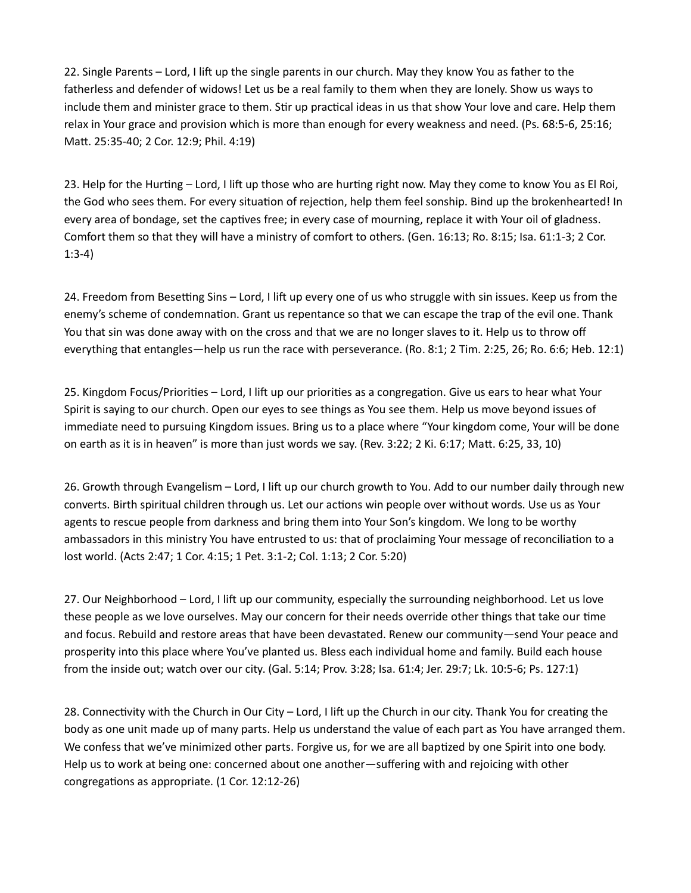22. Single Parents – Lord, I lift up the single parents in our church. May they know You as father to the fatherless and defender of widows! Let us be a real family to them when they are lonely. Show us ways to include them and minister grace to them. Stir up practical ideas in us that show Your love and care. Help them relax in Your grace and provision which is more than enough for every weakness and need. (Ps. 68:5-6, 25:16; Matt. 25:35-40; 2 Cor. 12:9; Phil. 4:19)

23. Help for the Hurting – Lord, I lift up those who are hurting right now. May they come to know You as El Roi, the God who sees them. For every situation of rejection, help them feel sonship. Bind up the brokenhearted! In every area of bondage, set the captives free; in every case of mourning, replace it with Your oil of gladness. Comfort them so that they will have a ministry of comfort to others. (Gen. 16:13; Ro. 8:15; Isa. 61:1-3; 2 Cor. 1:3-4)

24. Freedom from Besetting Sins – Lord, I lift up every one of us who struggle with sin issues. Keep us from the enemy's scheme of condemnation. Grant us repentance so that we can escape the trap of the evil one. Thank You that sin was done away with on the cross and that we are no longer slaves to it. Help us to throw off everything that entangles—help us run the race with perseverance. (Ro. 8:1; 2 Tim. 2:25, 26; Ro. 6:6; Heb. 12:1)

25. Kingdom Focus/Priorities – Lord, I lift up our priorities as a congregation. Give us ears to hear what Your Spirit is saying to our church. Open our eyes to see things as You see them. Help us move beyond issues of immediate need to pursuing Kingdom issues. Bring us to a place where "Your kingdom come, Your will be done on earth as it is in heaven" is more than just words we say. (Rev. 3:22; 2 Ki. 6:17; Matt. 6:25, 33, 10)

26. Growth through Evangelism – Lord, I lift up our church growth to You. Add to our number daily through new converts. Birth spiritual children through us. Let our actions win people over without words. Use us as Your agents to rescue people from darkness and bring them into Your Son's kingdom. We long to be worthy ambassadors in this ministry You have entrusted to us: that of proclaiming Your message of reconciliation to a lost world. (Acts 2:47; 1 Cor. 4:15; 1 Pet. 3:1-2; Col. 1:13; 2 Cor. 5:20)

27. Our Neighborhood – Lord, I lift up our community, especially the surrounding neighborhood. Let us love these people as we love ourselves. May our concern for their needs override other things that take our time and focus. Rebuild and restore areas that have been devastated. Renew our community—send Your peace and prosperity into this place where You've planted us. Bless each individual home and family. Build each house from the inside out; watch over our city. (Gal. 5:14; Prov. 3:28; Isa. 61:4; Jer. 29:7; Lk. 10:5-6; Ps. 127:1)

28. Connectivity with the Church in Our City – Lord, I lift up the Church in our city. Thank You for creating the body as one unit made up of many parts. Help us understand the value of each part as You have arranged them. We confess that we've minimized other parts. Forgive us, for we are all baptized by one Spirit into one body. Help us to work at being one: concerned about one another—suffering with and rejoicing with other congregations as appropriate. (1 Cor. 12:12-26)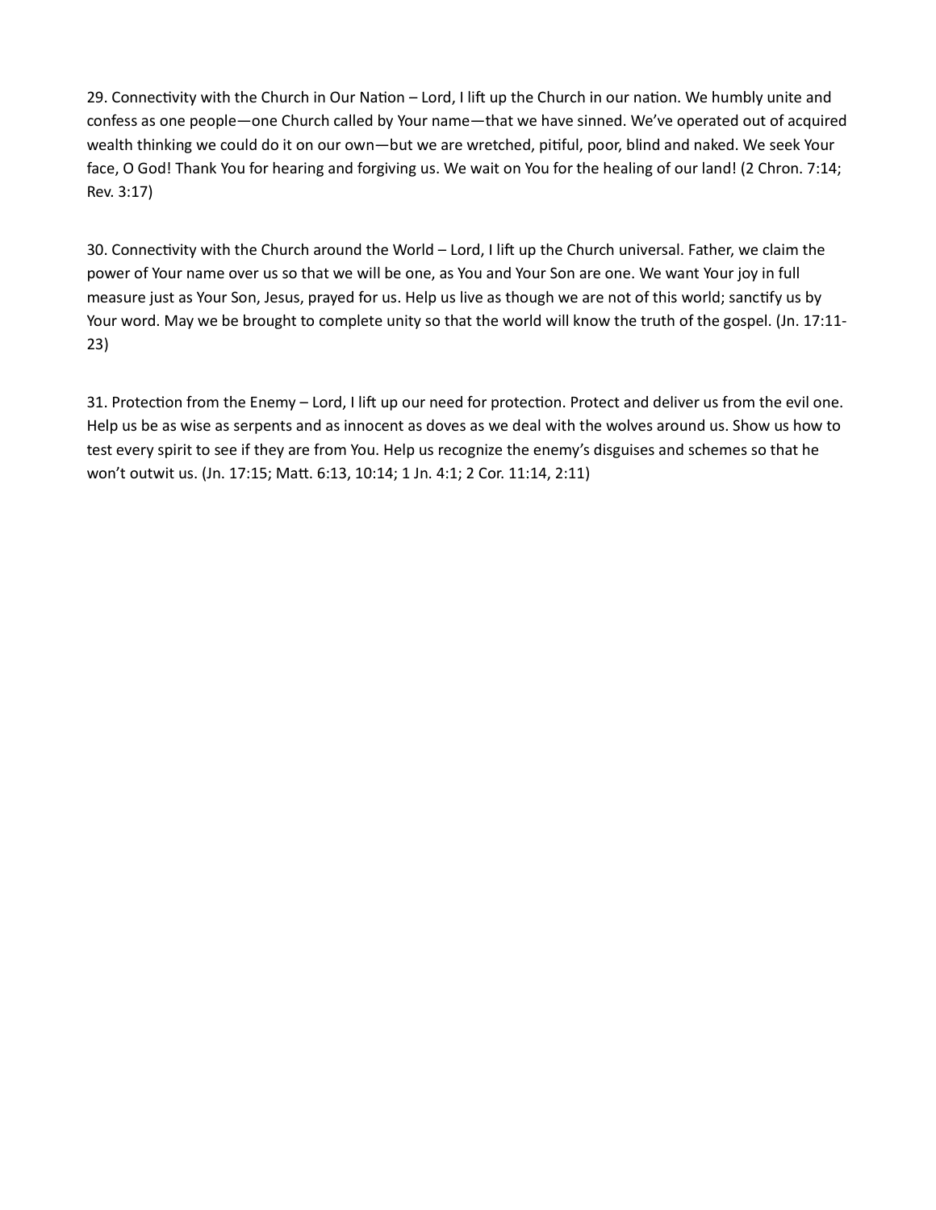29. Connectivity with the Church in Our Nation – Lord, I lift up the Church in our nation. We humbly unite and confess as one people—one Church called by Your name—that we have sinned. We've operated out of acquired wealth thinking we could do it on our own—but we are wretched, pitiful, poor, blind and naked. We seek Your face, O God! Thank You for hearing and forgiving us. We wait on You for the healing of our land! (2 Chron. 7:14; Rev. 3:17)

30. Connectivity with the Church around the World – Lord, I lift up the Church universal. Father, we claim the power of Your name over us so that we will be one, as You and Your Son are one. We want Your joy in full measure just as Your Son, Jesus, prayed for us. Help us live as though we are not of this world; sanctify us by Your word. May we be brought to complete unity so that the world will know the truth of the gospel. (Jn. 17:11-23)

31. Protection from the Enemy – Lord, I lift up our need for protection. Protect and deliver us from the evil one. Help us be as wise as serpents and as innocent as doves as we deal with the wolves around us. Show us how to test every spirit to see if they are from You. Help us recognize the enemy's disguises and schemes so that he won't outwit us. (Jn. 17:15; Matt. 6:13, 10:14; 1 Jn. 4:1; 2 Cor. 11:14, 2:11)